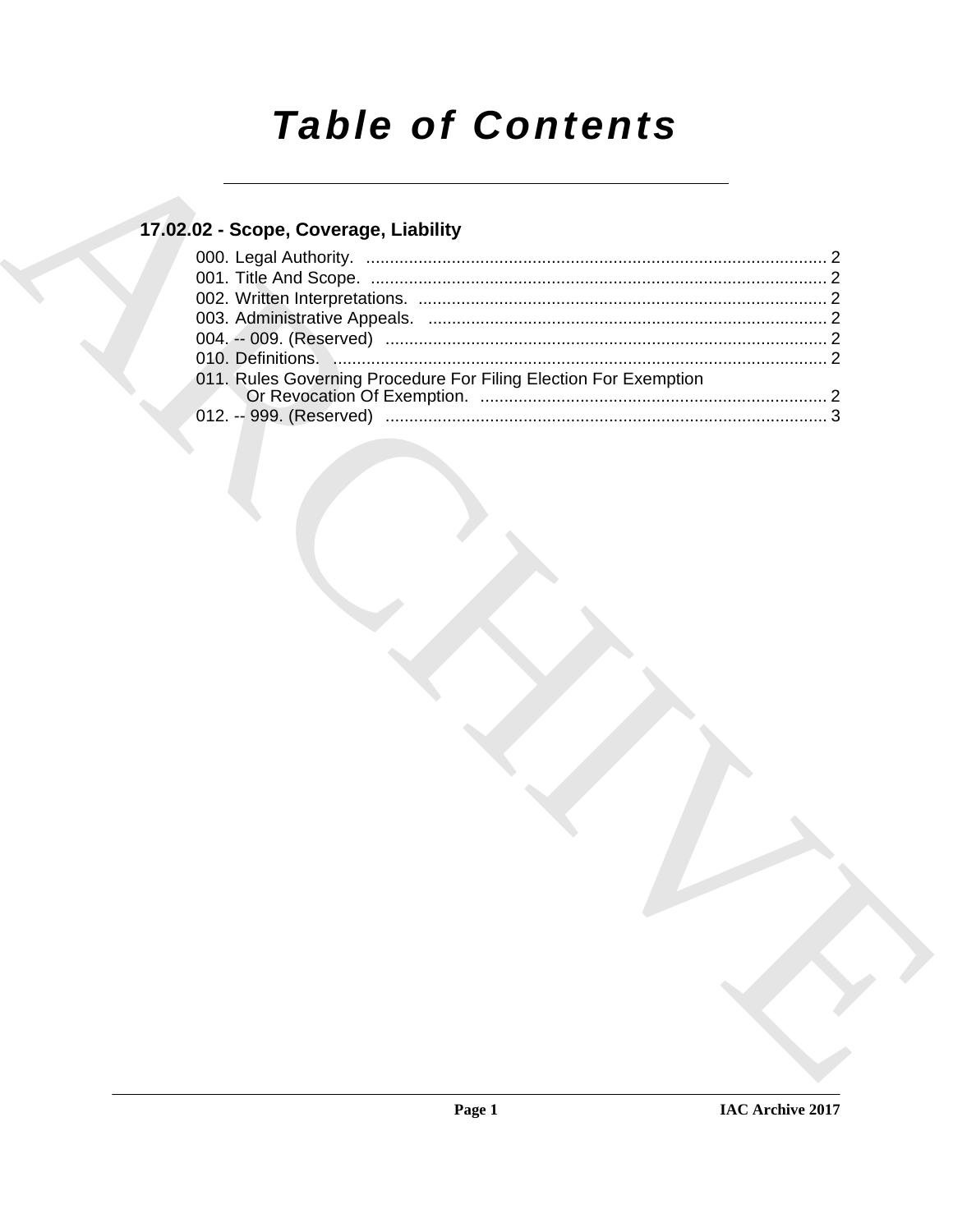# *Table of Contents*

## 17.02.02 - Scope, Coverage, Liability

000. Legal Authority. ........................................................................................ 2
001. Title And Scope. ........................................................................................ 2
002. Written Interpretations. ........................................................................................ 2
003. Administrative Appeals. ........................................................................................ 2
004. -- 009. (Reserved) ........................................................................................ 2
010. Definitions. ........................................................................................ 2
011. Rules Governing Procedure For Filing Election For Exemption Or Revocation Of Exemption. ........................................................................................ 2
012. -- 999. (Reserved) ........................................................................................ 3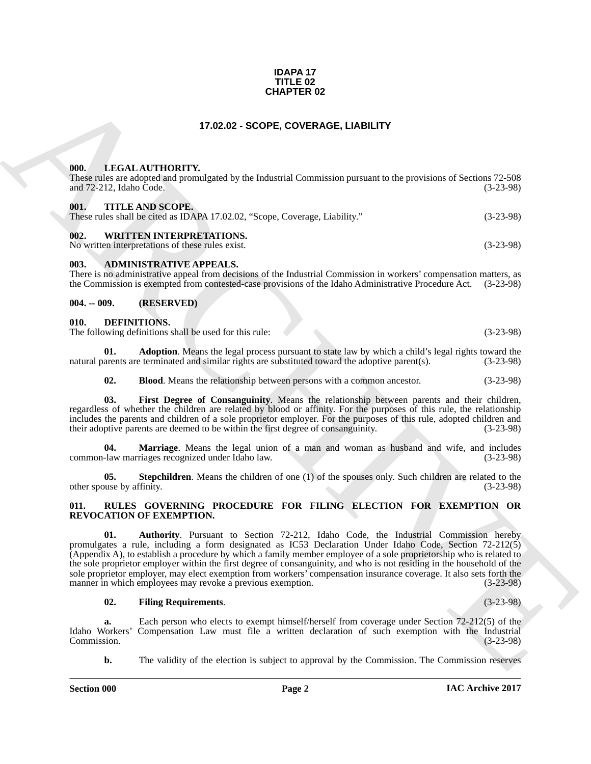**IDAPA 17**
**TITLE 02**
**CHAPTER 02**

# 17.02.02 - SCOPE, COVERAGE, LIABILITY

## 000. LEGAL AUTHORITY.

These rules are adopted and promulgated by the Industrial Commission pursuant to the provisions of Sections 72-508 and 72-212, Idaho Code. (3-23-98)

## 001. TITLE AND SCOPE.

These rules shall be cited as IDAPA 17.02.02, "Scope, Coverage, Liability." (3-23-98)

## 002. WRITTEN INTERPRETATIONS.

No written interpretations of these rules exist. (3-23-98)

## 003. ADMINISTRATIVE APPEALS.

There is no administrative appeal from decisions of the Industrial Commission in workers' compensation matters, as the Commission is exempted from contested-case provisions of the Idaho Administrative Procedure Act. (3-23-98)

## 004. -- 009. (RESERVED)

## 010. DEFINITIONS.

The following definitions shall be used for this rule: (3-23-98)

**01. Adoption**. Means the legal process pursuant to state law by which a child's legal rights toward the natural parents are terminated and similar rights are substituted toward the adoptive parent(s). (3-23-98)

**02. Blood**. Means the relationship between persons with a common ancestor. (3-23-98)

**03. First Degree of Consanguinity**. Means the relationship between parents and their children, regardless of whether the children are related by blood or affinity. For the purposes of this rule, the relationship includes the parents and children of a sole proprietor employer. For the purposes of this rule, adopted children and their adoptive parents are deemed to be within the first degree of consanguinity. (3-23-98)

**04. Marriage**. Means the legal union of a man and woman as husband and wife, and includes common-law marriages recognized under Idaho law. (3-23-98)

**05. Stepchildren**. Means the children of one (1) of the spouses only. Such children are related to the other spouse by affinity. (3-23-98)

## 011. RULES GOVERNING PROCEDURE FOR FILING ELECTION FOR EXEMPTION OR REVOCATION OF EXEMPTION.

**01. Authority**. Pursuant to Section 72-212, Idaho Code, the Industrial Commission hereby promulgates a rule, including a form designated as IC53 Declaration Under Idaho Code, Section 72-212(5) (Appendix A), to establish a procedure by which a family member employee of a sole proprietorship who is related to the sole proprietor employer within the first degree of consanguinity, and who is not residing in the household of the sole proprietor employer, may elect exemption from workers' compensation insurance coverage. It also sets forth the manner in which employees may revoke a previous exemption. (3-23-98)

**02. Filing Requirements**. (3-23-98)

**a.** Each person who elects to exempt himself/herself from coverage under Section 72-212(5) of the Idaho Workers' Compensation Law must file a written declaration of such exemption with the Industrial Commission. (3-23-98)

**b.** The validity of the election is subject to approval by the Commission. The Commission reserves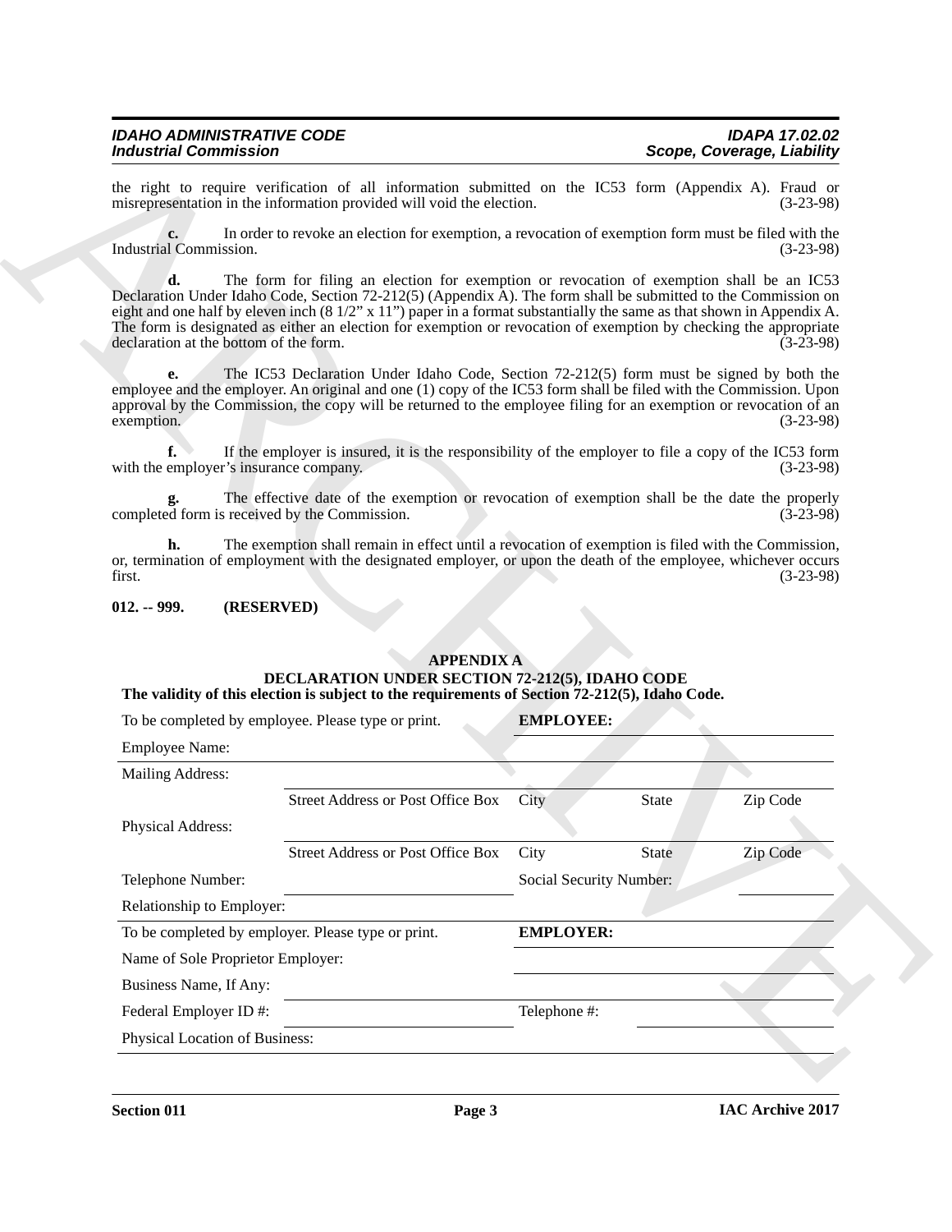the right to require verification of all information submitted on the IC53 form (Appendix A). Fraud or misrepresentation in the information provided will void the election. (3-23-98)

**c.** In order to revoke an election for exemption, a revocation of exemption form must be filed with the Industrial Commission. (3-23-98)

**d.** The form for filing an election for exemption or revocation of exemption shall be an IC53 Declaration Under Idaho Code, Section 72-212(5) (Appendix A). The form shall be submitted to the Commission on eight and one half by eleven inch (8 1/2" x 11") paper in a format substantially the same as that shown in Appendix A. The form is designated as either an election for exemption or revocation of exemption by checking the appropriate declaration at the bottom of the form. (3-23-98)

**e.** The IC53 Declaration Under Idaho Code, Section 72-212(5) form must be signed by both the employee and the employer. An original and one (1) copy of the IC53 form shall be filed with the Commission. Upon approval by the Commission, the copy will be returned to the employee filing for an exemption or revocation of an exemption. (3-23-98)

**f.** If the employer is insured, it is the responsibility of the employer to file a copy of the IC53 form with the employer's insurance company. (3-23-98)

**g.** The effective date of the exemption or revocation of exemption shall be the date the properly completed form is received by the Commission. (3-23-98)

**h.** The exemption shall remain in effect until a revocation of exemption is filed with the Commission, or, termination of employment with the designated employer, or upon the death of the employee, whichever occurs first. (3-23-98)

## 012. -- 999. (RESERVED)

## APPENDIX A
## DECLARATION UNDER SECTION 72-212(5), IDAHO CODE

**The validity of this election is subject to the requirements of Section 72-212(5), Idaho Code.**

| To be completed by employee. Please type or print. | | **EMPLOYEE:** | | |
|---|---|---|---|---|
| Employee Name: | | | | |
| Mailing Address: | | | | |
| | Street Address or Post Office Box | City | State | Zip Code |
| Physical Address: | | | | |
| | Street Address or Post Office Box | City | State | Zip Code |
| Telephone Number: | | Social Security Number: | | |
| Relationship to Employer: | | | | |
| To be completed by employer. Please type or print. | | **EMPLOYER:** | | |
| Name of Sole Proprietor Employer: | | | | |
| Business Name, If Any: | | | | |
| Federal Employer ID #: | | Telephone #: | | |
| Physical Location of Business: | | | | |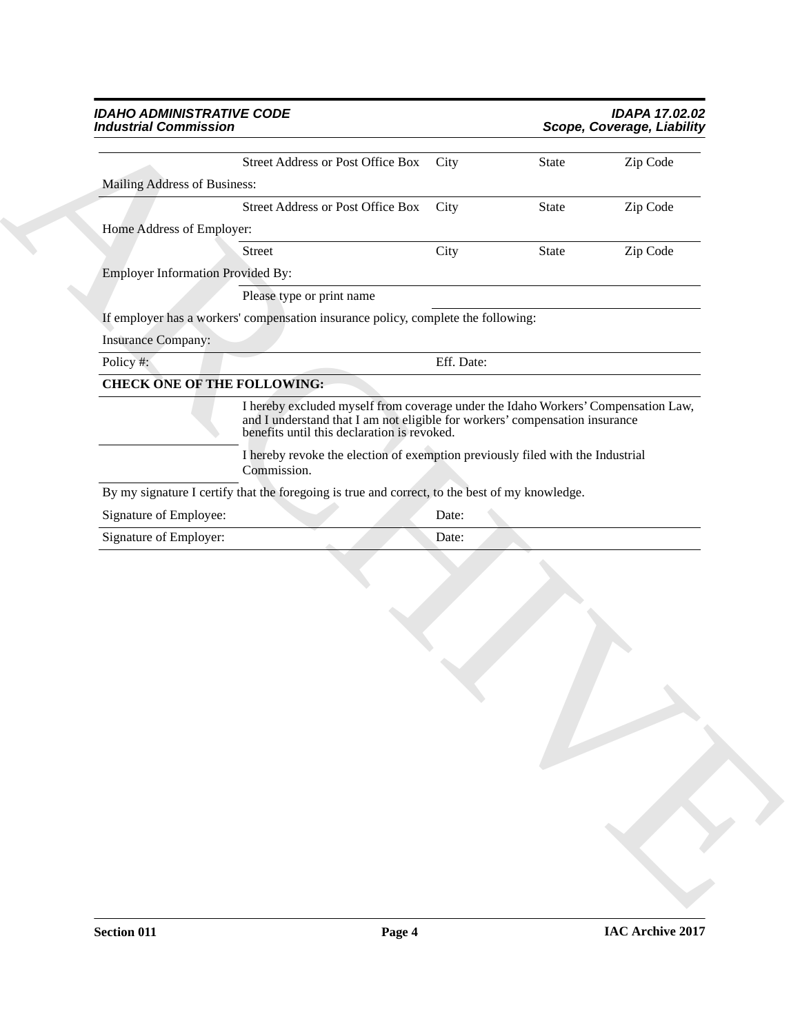| | Street Address or Post Office Box | City | State | Zip Code |
|---|---|---|---|---|
| Mailing Address of Business: | | | | |
| | Street Address or Post Office Box | City | State | Zip Code |
| Home Address of Employer: | | | | |
| | Street | City | State | Zip Code |
| Employer Information Provided By: | | | | |
| | Please type or print name | | | |

If employer has a workers' compensation insurance policy, complete the following:

| Insurance Company: | | |
|---|---|---|
| Policy #: | Eff. Date: | |

**CHECK ONE OF THE FOLLOWING:**

| | |
|---|---|
| ______ | I hereby excluded myself from coverage under the Idaho Workers' Compensation Law, and I understand that I am not eligible for workers' compensation insurance benefits until this declaration is revoked. |
| ______ | I hereby revoke the election of exemption previously filed with the Industrial Commission. |

By my signature I certify that the foregoing is true and correct, to the best of my knowledge.

| Signature of Employee: | Date: |
|---|---|
| Signature of Employer: | Date: |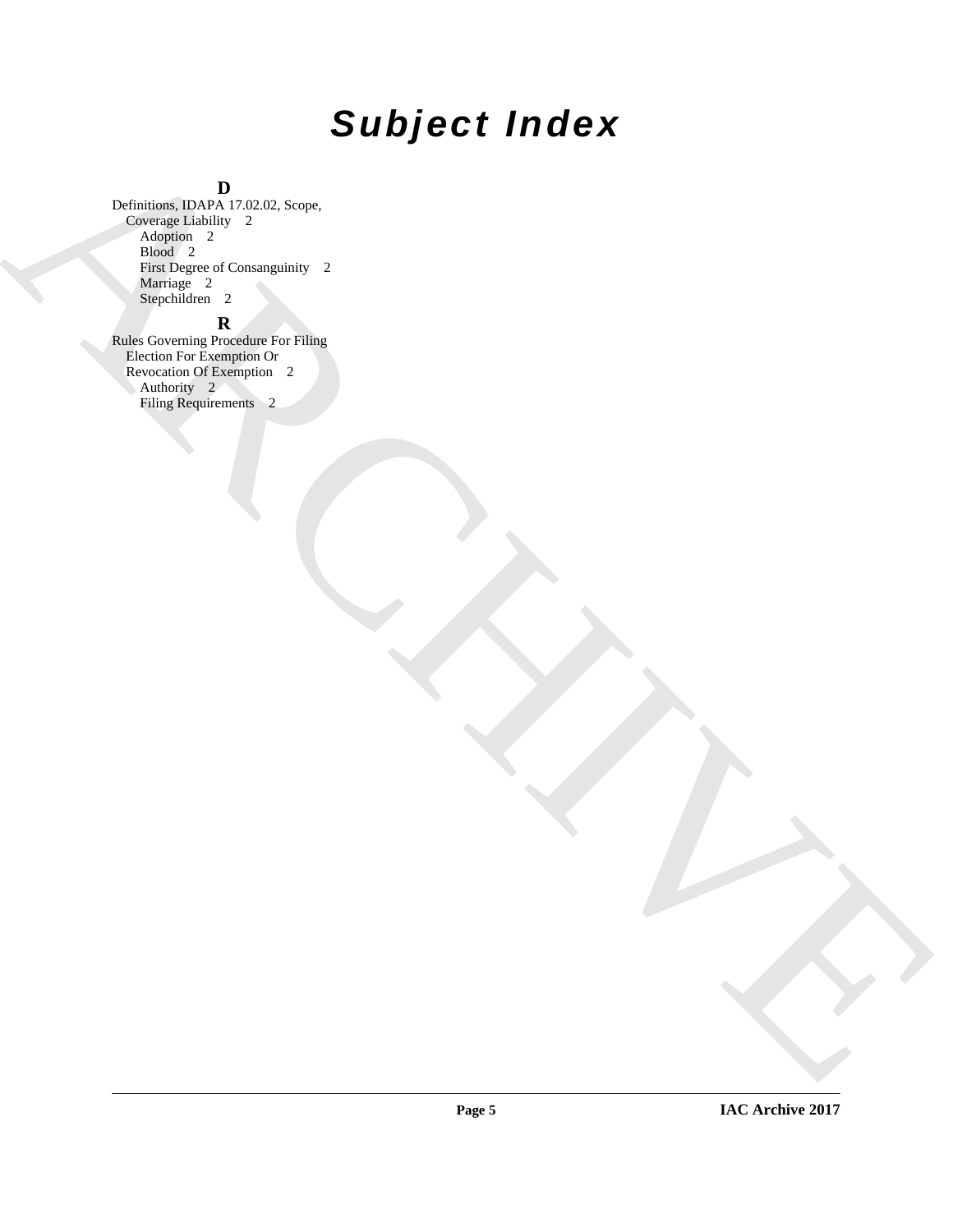# *Subject Index*

**D**

Definitions, IDAPA 17.02.02, Scope, Coverage Liability 2
- Adoption 2
- Blood 2
- First Degree of Consanguinity 2
- Marriage 2
- Stepchildren 2

**R**

Rules Governing Procedure For Filing Election For Exemption Or Revocation Of Exemption 2
- Authority 2
- Filing Requirements 2